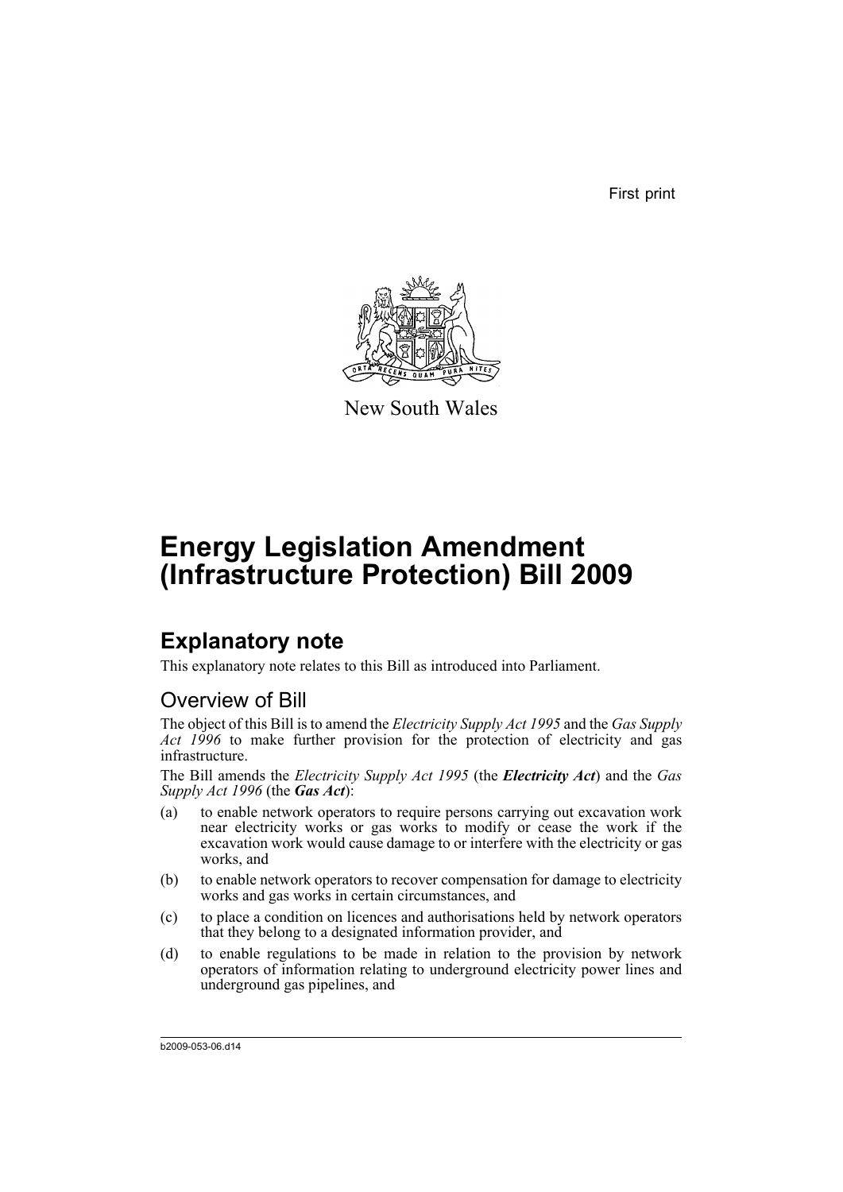First print

New South Wales

# Energy Legislation Amendment (Infrastructure Protection) Bill 2009

## Explanatory note

This explanatory note relates to this Bill as introduced into Parliament.

### Overview of Bill

The object of this Bill is to amend the *Electricity Supply Act 1995* and the *Gas Supply Act 1996* to make further provision for the protection of electricity and gas infrastructure.

The Bill amends the *Electricity Supply Act 1995* (the ***Electricity Act***) and the *Gas Supply Act 1996* (the ***Gas Act***):

(a) to enable network operators to require persons carrying out excavation work near electricity works or gas works to modify or cease the work if the excavation work would cause damage to or interfere with the electricity or gas works, and

(b) to enable network operators to recover compensation for damage to electricity works and gas works in certain circumstances, and

(c) to place a condition on licences and authorisations held by network operators that they belong to a designated information provider, and

(d) to enable regulations to be made in relation to the provision by network operators of information relating to underground electricity power lines and underground gas pipelines, and

b2009-053-06.d14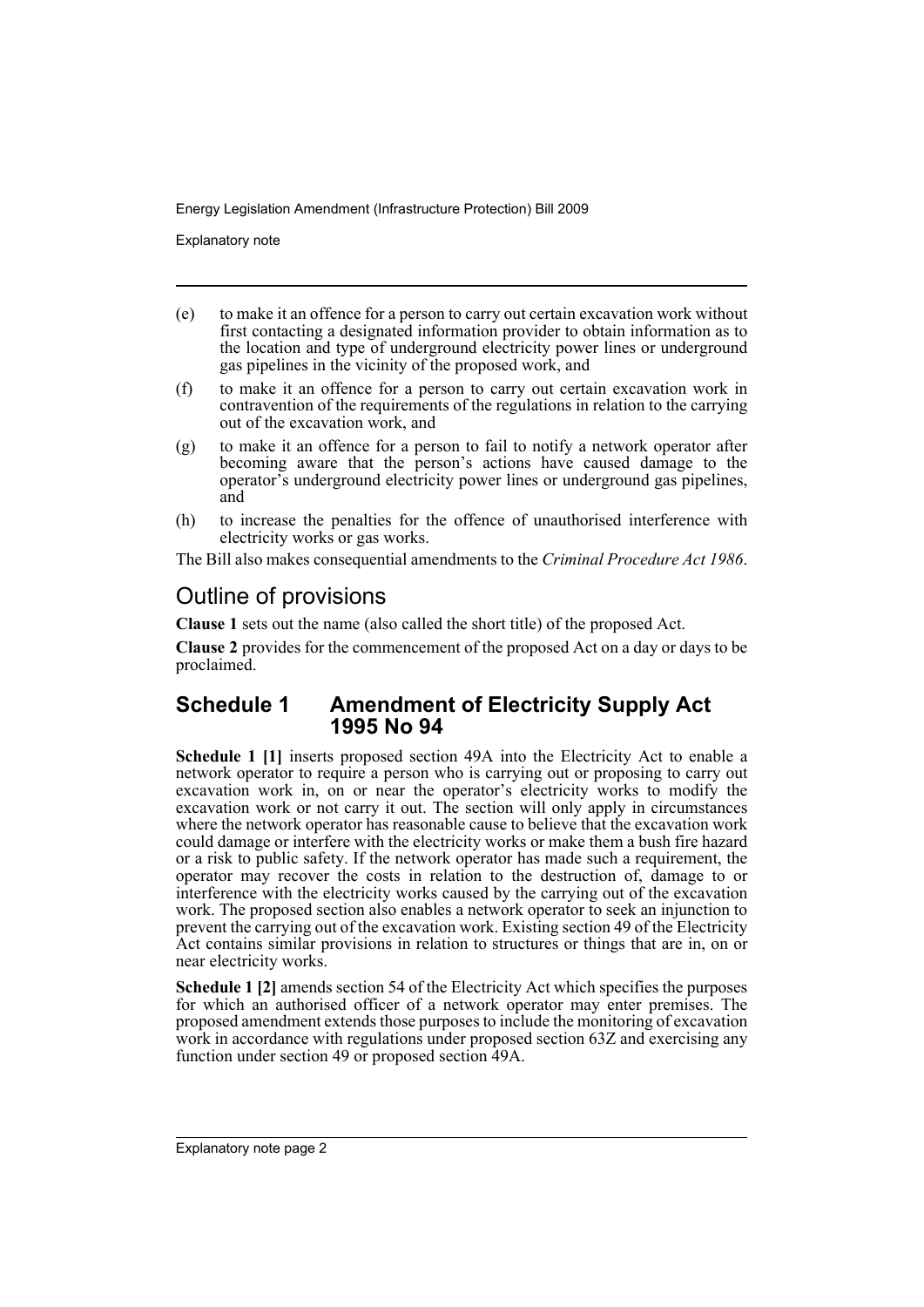(e) to make it an offence for a person to carry out certain excavation work without first contacting a designated information provider to obtain information as to the location and type of underground electricity power lines or underground gas pipelines in the vicinity of the proposed work, and

(f) to make it an offence for a person to carry out certain excavation work in contravention of the requirements of the regulations in relation to the carrying out of the excavation work, and

(g) to make it an offence for a person to fail to notify a network operator after becoming aware that the person's actions have caused damage to the operator's underground electricity power lines or underground gas pipelines, and

(h) to increase the penalties for the offence of unauthorised interference with electricity works or gas works.

The Bill also makes consequential amendments to the *Criminal Procedure Act 1986*.

## Outline of provisions

**Clause 1** sets out the name (also called the short title) of the proposed Act.

**Clause 2** provides for the commencement of the proposed Act on a day or days to be proclaimed.

### Schedule 1 Amendment of Electricity Supply Act 1995 No 94

**Schedule 1 [1]** inserts proposed section 49A into the Electricity Act to enable a network operator to require a person who is carrying out or proposing to carry out excavation work in, on or near the operator's electricity works to modify the excavation work or not carry it out. The section will only apply in circumstances where the network operator has reasonable cause to believe that the excavation work could damage or interfere with the electricity works or make them a bush fire hazard or a risk to public safety. If the network operator has made such a requirement, the operator may recover the costs in relation to the destruction of, damage to or interference with the electricity works caused by the carrying out of the excavation work. The proposed section also enables a network operator to seek an injunction to prevent the carrying out of the excavation work. Existing section 49 of the Electricity Act contains similar provisions in relation to structures or things that are in, on or near electricity works.

**Schedule 1 [2]** amends section 54 of the Electricity Act which specifies the purposes for which an authorised officer of a network operator may enter premises. The proposed amendment extends those purposes to include the monitoring of excavation work in accordance with regulations under proposed section 63Z and exercising any function under section 49 or proposed section 49A.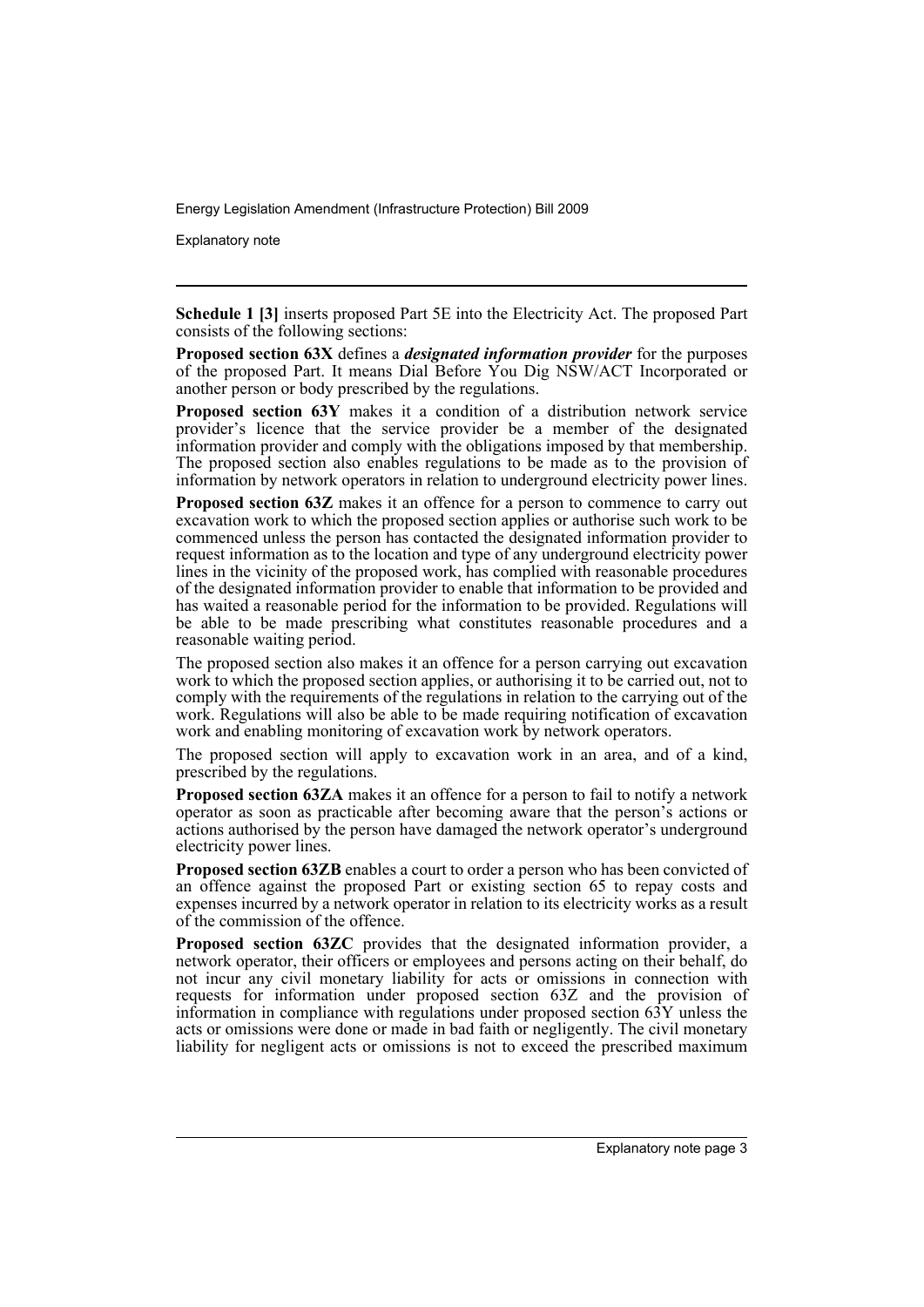**Schedule 1 [3]** inserts proposed Part 5E into the Electricity Act. The proposed Part consists of the following sections:

**Proposed section 63X** defines a ***designated information provider*** for the purposes of the proposed Part. It means Dial Before You Dig NSW/ACT Incorporated or another person or body prescribed by the regulations.

**Proposed section 63Y** makes it a condition of a distribution network service provider's licence that the service provider be a member of the designated information provider and comply with the obligations imposed by that membership. The proposed section also enables regulations to be made as to the provision of information by network operators in relation to underground electricity power lines.

**Proposed section 63Z** makes it an offence for a person to commence to carry out excavation work to which the proposed section applies or authorise such work to be commenced unless the person has contacted the designated information provider to request information as to the location and type of any underground electricity power lines in the vicinity of the proposed work, has complied with reasonable procedures of the designated information provider to enable that information to be provided and has waited a reasonable period for the information to be provided. Regulations will be able to be made prescribing what constitutes reasonable procedures and a reasonable waiting period.

The proposed section also makes it an offence for a person carrying out excavation work to which the proposed section applies, or authorising it to be carried out, not to comply with the requirements of the regulations in relation to the carrying out of the work. Regulations will also be able to be made requiring notification of excavation work and enabling monitoring of excavation work by network operators.

The proposed section will apply to excavation work in an area, and of a kind, prescribed by the regulations.

**Proposed section 63ZA** makes it an offence for a person to fail to notify a network operator as soon as practicable after becoming aware that the person's actions or actions authorised by the person have damaged the network operator's underground electricity power lines.

**Proposed section 63ZB** enables a court to order a person who has been convicted of an offence against the proposed Part or existing section 65 to repay costs and expenses incurred by a network operator in relation to its electricity works as a result of the commission of the offence.

**Proposed section 63ZC** provides that the designated information provider, a network operator, their officers or employees and persons acting on their behalf, do not incur any civil monetary liability for acts or omissions in connection with requests for information under proposed section 63Z and the provision of information in compliance with regulations under proposed section 63Y unless the acts or omissions were done or made in bad faith or negligently. The civil monetary liability for negligent acts or omissions is not to exceed the prescribed maximum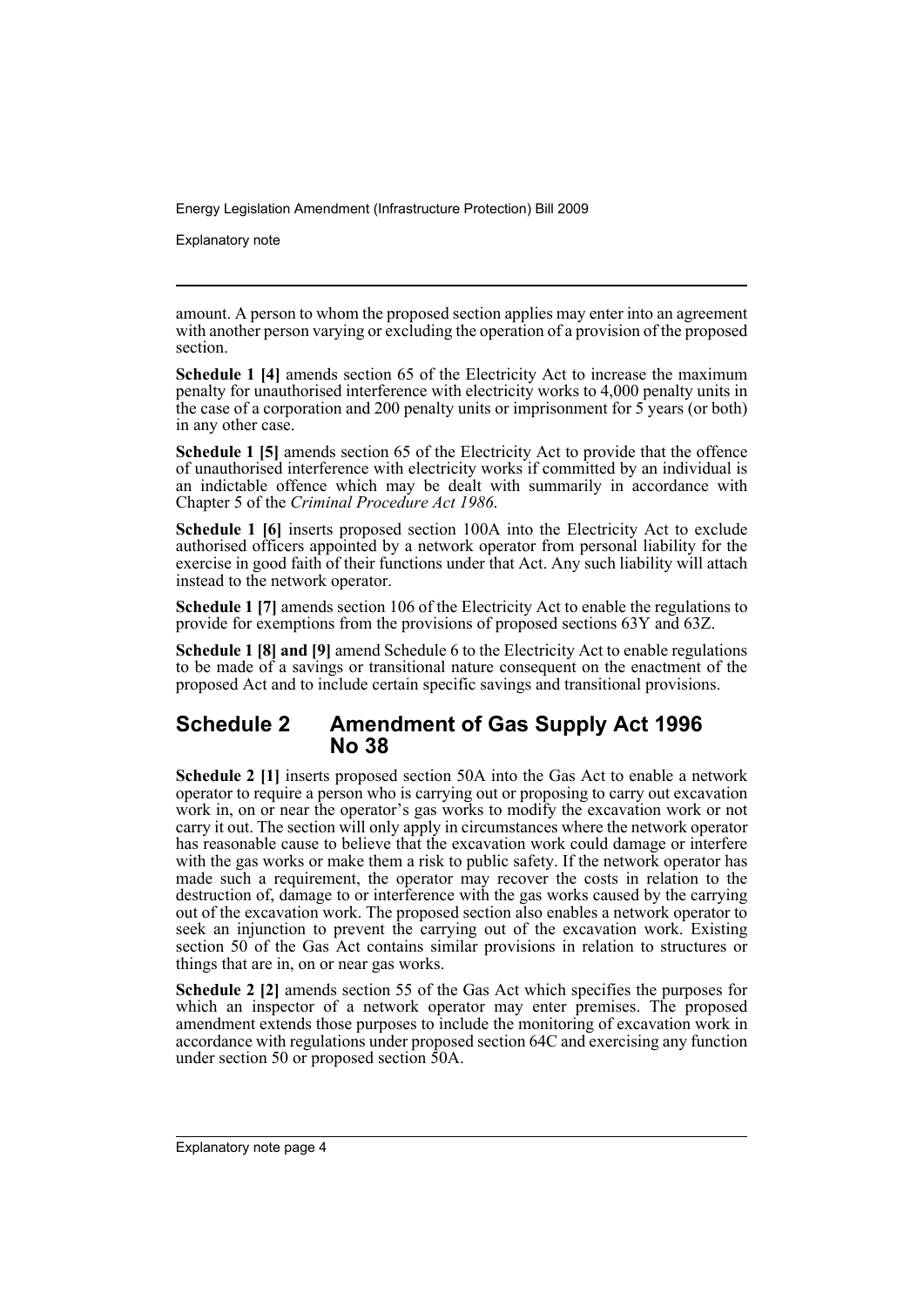amount. A person to whom the proposed section applies may enter into an agreement with another person varying or excluding the operation of a provision of the proposed section.

**Schedule 1 [4]** amends section 65 of the Electricity Act to increase the maximum penalty for unauthorised interference with electricity works to 4,000 penalty units in the case of a corporation and 200 penalty units or imprisonment for 5 years (or both) in any other case.

**Schedule 1 [5]** amends section 65 of the Electricity Act to provide that the offence of unauthorised interference with electricity works if committed by an individual is an indictable offence which may be dealt with summarily in accordance with Chapter 5 of the *Criminal Procedure Act 1986*.

**Schedule 1 [6]** inserts proposed section 100A into the Electricity Act to exclude authorised officers appointed by a network operator from personal liability for the exercise in good faith of their functions under that Act. Any such liability will attach instead to the network operator.

**Schedule 1 [7]** amends section 106 of the Electricity Act to enable the regulations to provide for exemptions from the provisions of proposed sections 63Y and 63Z.

**Schedule 1 [8] and [9]** amend Schedule 6 to the Electricity Act to enable regulations to be made of a savings or transitional nature consequent on the enactment of the proposed Act and to include certain specific savings and transitional provisions.

## Schedule 2 Amendment of Gas Supply Act 1996 No 38

**Schedule 2 [1]** inserts proposed section 50A into the Gas Act to enable a network operator to require a person who is carrying out or proposing to carry out excavation work in, on or near the operator's gas works to modify the excavation work or not carry it out. The section will only apply in circumstances where the network operator has reasonable cause to believe that the excavation work could damage or interfere with the gas works or make them a risk to public safety. If the network operator has made such a requirement, the operator may recover the costs in relation to the destruction of, damage to or interference with the gas works caused by the carrying out of the excavation work. The proposed section also enables a network operator to seek an injunction to prevent the carrying out of the excavation work. Existing section 50 of the Gas Act contains similar provisions in relation to structures or things that are in, on or near gas works.

**Schedule 2 [2]** amends section 55 of the Gas Act which specifies the purposes for which an inspector of a network operator may enter premises. The proposed amendment extends those purposes to include the monitoring of excavation work in accordance with regulations under proposed section 64C and exercising any function under section 50 or proposed section 50A.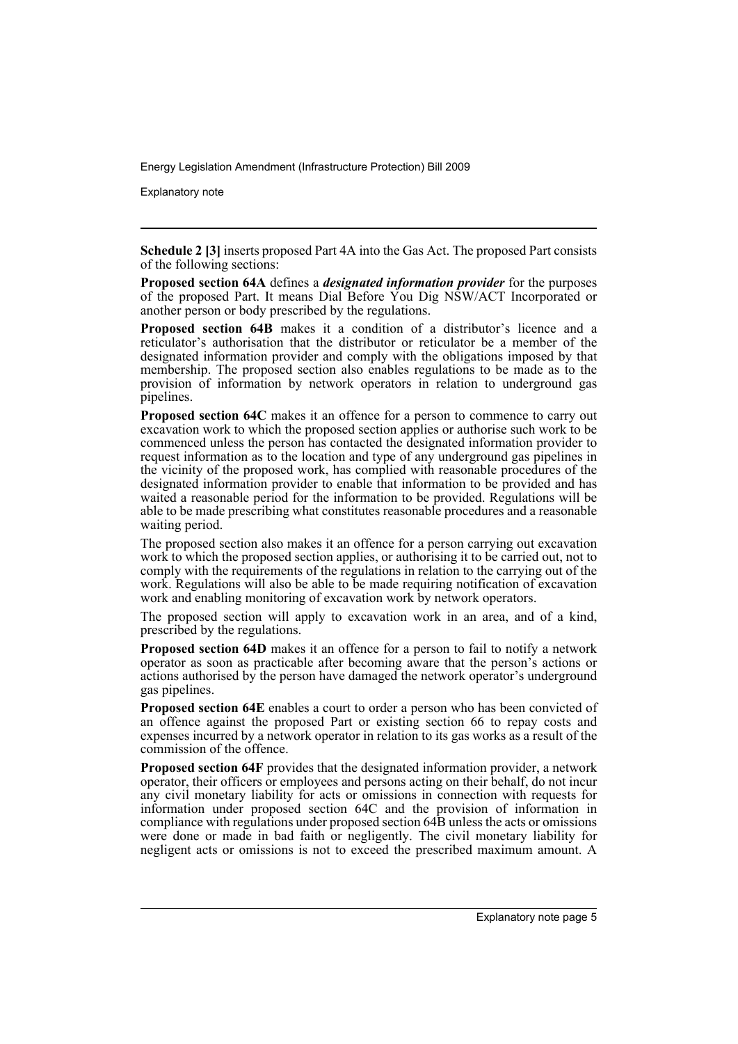**Schedule 2 [3]** inserts proposed Part 4A into the Gas Act. The proposed Part consists of the following sections:

**Proposed section 64A** defines a ***designated information provider*** for the purposes of the proposed Part. It means Dial Before You Dig NSW/ACT Incorporated or another person or body prescribed by the regulations.

**Proposed section 64B** makes it a condition of a distributor's licence and a reticulator's authorisation that the distributor or reticulator be a member of the designated information provider and comply with the obligations imposed by that membership. The proposed section also enables regulations to be made as to the provision of information by network operators in relation to underground gas pipelines.

**Proposed section 64C** makes it an offence for a person to commence to carry out excavation work to which the proposed section applies or authorise such work to be commenced unless the person has contacted the designated information provider to request information as to the location and type of any underground gas pipelines in the vicinity of the proposed work, has complied with reasonable procedures of the designated information provider to enable that information to be provided and has waited a reasonable period for the information to be provided. Regulations will be able to be made prescribing what constitutes reasonable procedures and a reasonable waiting period.

The proposed section also makes it an offence for a person carrying out excavation work to which the proposed section applies, or authorising it to be carried out, not to comply with the requirements of the regulations in relation to the carrying out of the work. Regulations will also be able to be made requiring notification of excavation work and enabling monitoring of excavation work by network operators.

The proposed section will apply to excavation work in an area, and of a kind, prescribed by the regulations.

**Proposed section 64D** makes it an offence for a person to fail to notify a network operator as soon as practicable after becoming aware that the person's actions or actions authorised by the person have damaged the network operator's underground gas pipelines.

**Proposed section 64E** enables a court to order a person who has been convicted of an offence against the proposed Part or existing section 66 to repay costs and expenses incurred by a network operator in relation to its gas works as a result of the commission of the offence.

**Proposed section 64F** provides that the designated information provider, a network operator, their officers or employees and persons acting on their behalf, do not incur any civil monetary liability for acts or omissions in connection with requests for information under proposed section 64C and the provision of information in compliance with regulations under proposed section 64B unless the acts or omissions were done or made in bad faith or negligently. The civil monetary liability for negligent acts or omissions is not to exceed the prescribed maximum amount. A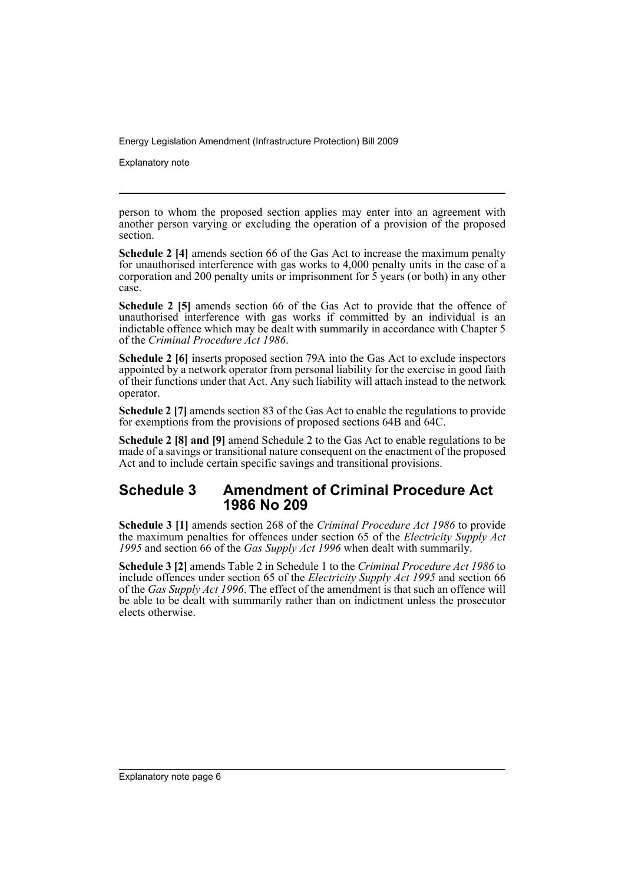person to whom the proposed section applies may enter into an agreement with another person varying or excluding the operation of a provision of the proposed section.

**Schedule 2 [4]** amends section 66 of the Gas Act to increase the maximum penalty for unauthorised interference with gas works to 4,000 penalty units in the case of a corporation and 200 penalty units or imprisonment for 5 years (or both) in any other case.

**Schedule 2 [5]** amends section 66 of the Gas Act to provide that the offence of unauthorised interference with gas works if committed by an individual is an indictable offence which may be dealt with summarily in accordance with Chapter 5 of the *Criminal Procedure Act 1986*.

**Schedule 2 [6]** inserts proposed section 79A into the Gas Act to exclude inspectors appointed by a network operator from personal liability for the exercise in good faith of their functions under that Act. Any such liability will attach instead to the network operator.

**Schedule 2 [7]** amends section 83 of the Gas Act to enable the regulations to provide for exemptions from the provisions of proposed sections 64B and 64C.

**Schedule 2 [8] and [9]** amend Schedule 2 to the Gas Act to enable regulations to be made of a savings or transitional nature consequent on the enactment of the proposed Act and to include certain specific savings and transitional provisions.

## Schedule 3 Amendment of Criminal Procedure Act 1986 No 209

**Schedule 3 [1]** amends section 268 of the *Criminal Procedure Act 1986* to provide the maximum penalties for offences under section 65 of the *Electricity Supply Act 1995* and section 66 of the *Gas Supply Act 1996* when dealt with summarily.

**Schedule 3 [2]** amends Table 2 in Schedule 1 to the *Criminal Procedure Act 1986* to include offences under section 65 of the *Electricity Supply Act 1995* and section 66 of the *Gas Supply Act 1996*. The effect of the amendment is that such an offence will be able to be dealt with summarily rather than on indictment unless the prosecutor elects otherwise.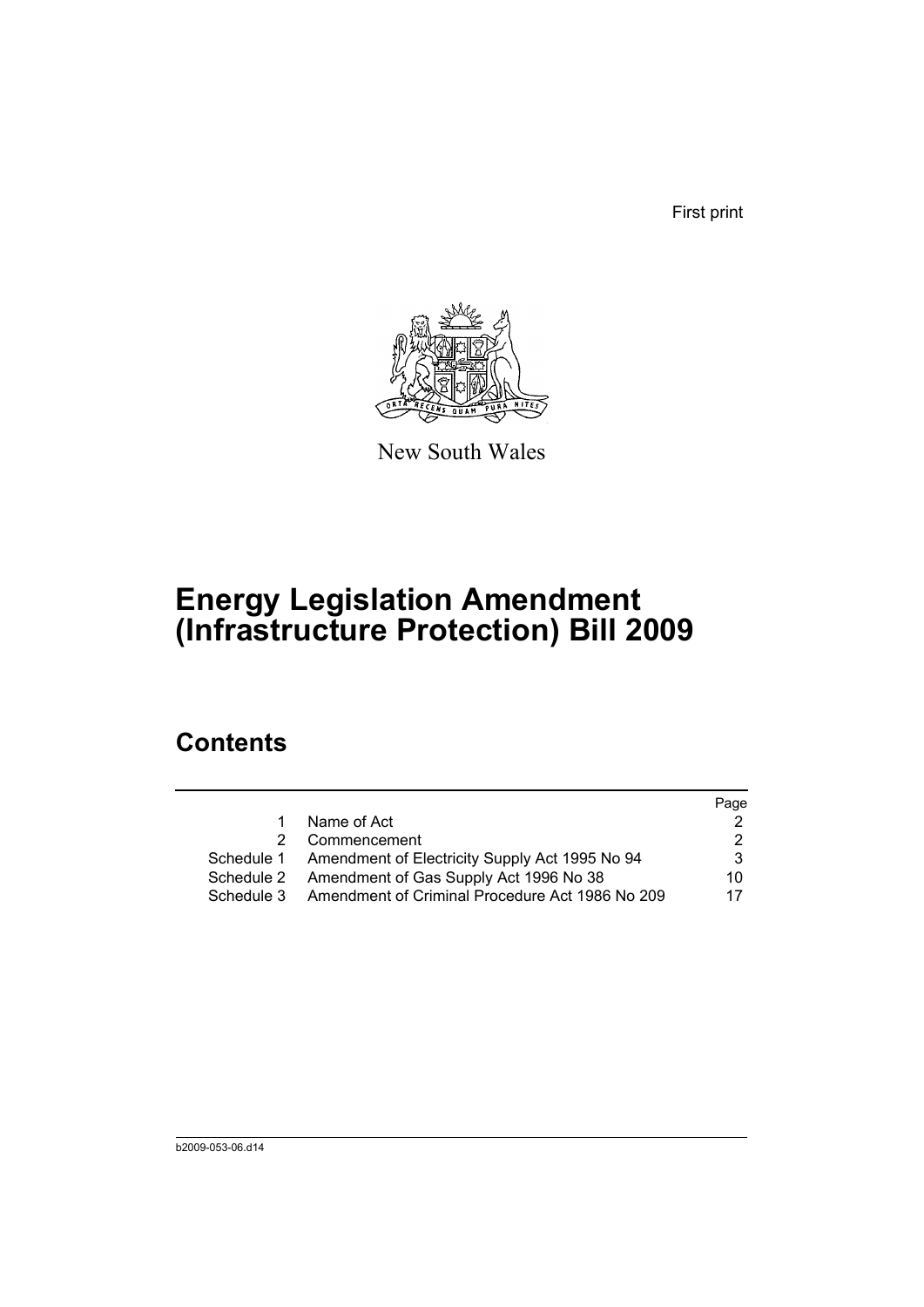First print

New South Wales

# Energy Legislation Amendment (Infrastructure Protection) Bill 2009

## Contents

| | | Page |
|---|---|---|
| 1 | Name of Act | 2 |
| 2 | Commencement | 2 |
| Schedule 1 | Amendment of Electricity Supply Act 1995 No 94 | 3 |
| Schedule 2 | Amendment of Gas Supply Act 1996 No 38 | 10 |
| Schedule 3 | Amendment of Criminal Procedure Act 1986 No 209 | 17 |

b2009-053-06.d14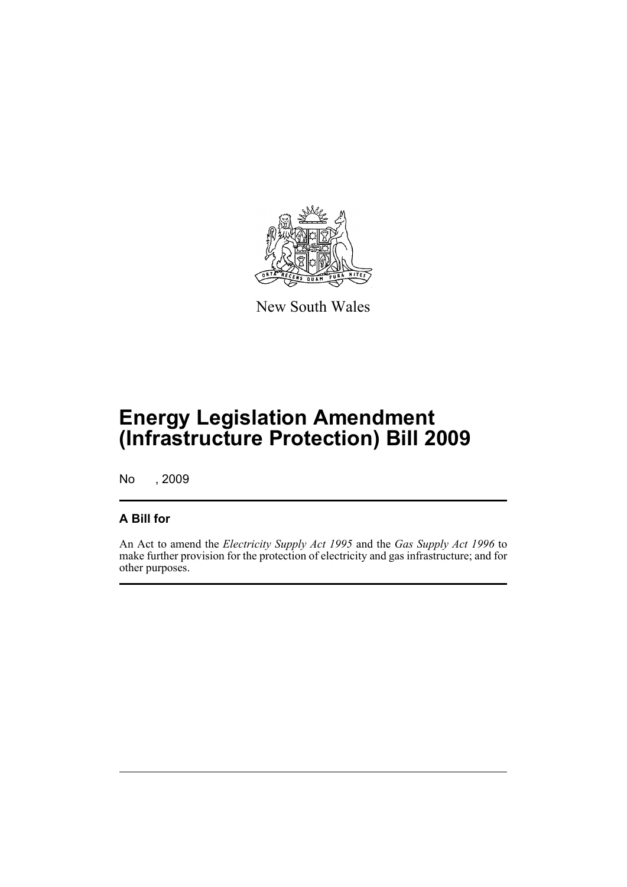New South Wales

# Energy Legislation Amendment (Infrastructure Protection) Bill 2009

No , 2009

## A Bill for

An Act to amend the *Electricity Supply Act 1995* and the *Gas Supply Act 1996* to make further provision for the protection of electricity and gas infrastructure; and for other purposes.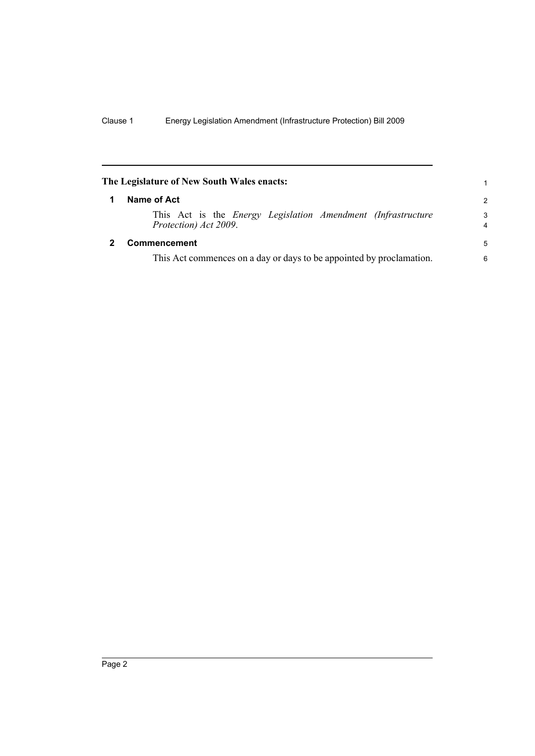**The Legislature of New South Wales enacts:**

## 1 Name of Act

This Act is the *Energy Legislation Amendment (Infrastructure Protection) Act 2009*.

## 2 Commencement

This Act commences on a day or days to be appointed by proclamation.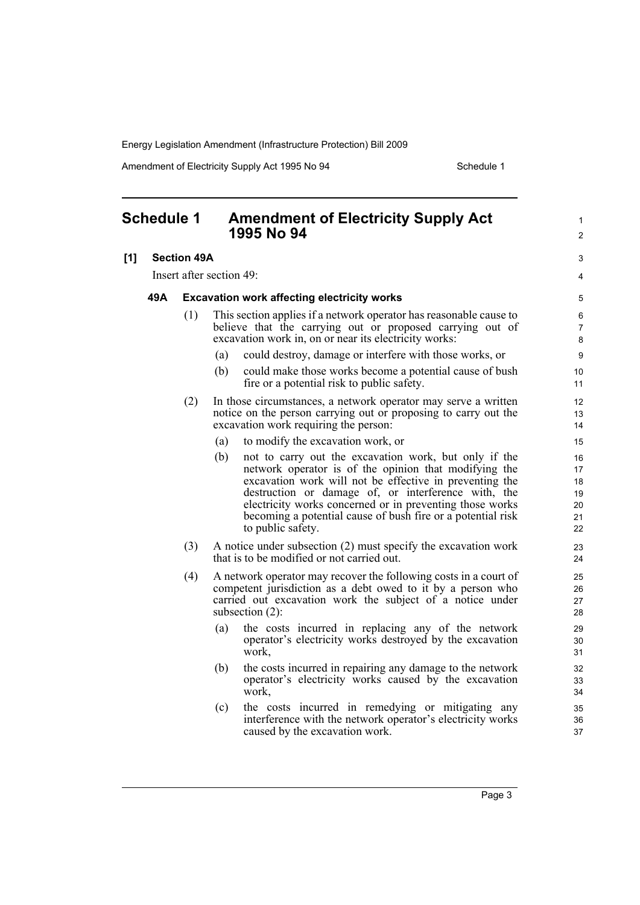# Schedule 1 Amendment of Electricity Supply Act 1995 No 94

## [1] Section 49A

Insert after section 49:

### 49A Excavation work affecting electricity works

(1) This section applies if a network operator has reasonable cause to believe that the carrying out or proposed carrying out of excavation work in, on or near its electricity works:

- (a) could destroy, damage or interfere with those works, or
- (b) could make those works become a potential cause of bush fire or a potential risk to public safety.

(2) In those circumstances, a network operator may serve a written notice on the person carrying out or proposing to carry out the excavation work requiring the person:

- (a) to modify the excavation work, or
- (b) not to carry out the excavation work, but only if the network operator is of the opinion that modifying the excavation work will not be effective in preventing the destruction or damage of, or interference with, the electricity works concerned or in preventing those works becoming a potential cause of bush fire or a potential risk to public safety.

(3) A notice under subsection (2) must specify the excavation work that is to be modified or not carried out.

(4) A network operator may recover the following costs in a court of competent jurisdiction as a debt owed to it by a person who carried out excavation work the subject of a notice under subsection (2):

- (a) the costs incurred in replacing any of the network operator's electricity works destroyed by the excavation work,
- (b) the costs incurred in repairing any damage to the network operator's electricity works caused by the excavation work,
- (c) the costs incurred in remedying or mitigating any interference with the network operator's electricity works caused by the excavation work.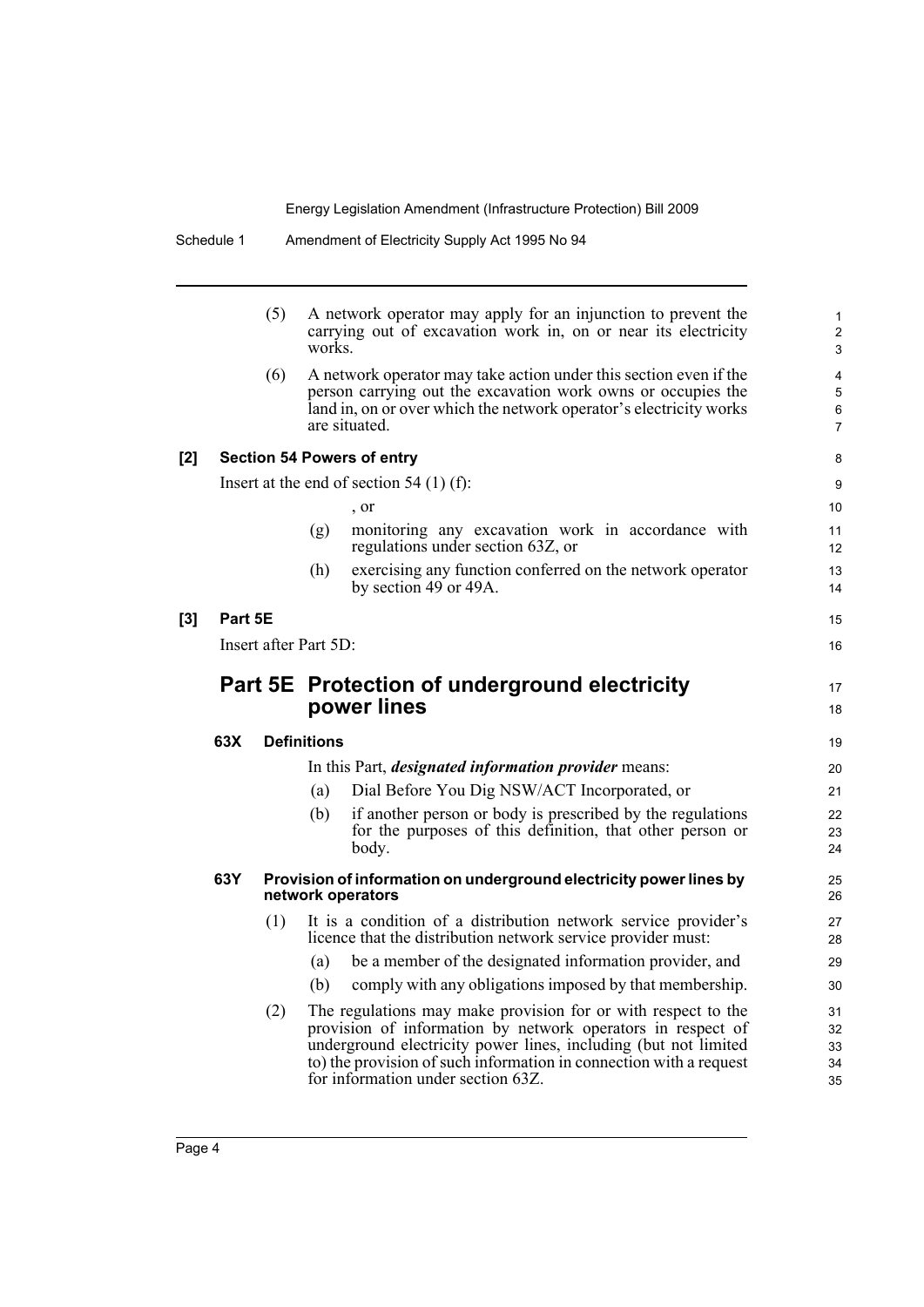(5) A network operator may apply for an injunction to prevent the carrying out of excavation work in, on or near its electricity works.

(6) A network operator may take action under this section even if the person carrying out the excavation work owns or occupies the land in, on or over which the network operator's electricity works are situated.

**[2] Section 54 Powers of entry**

Insert at the end of section 54 (1) (f):

, or

(g) monitoring any excavation work in accordance with regulations under section 63Z, or

(h) exercising any function conferred on the network operator by section 49 or 49A.

**[3] Part 5E**

Insert after Part 5D:

## Part 5E Protection of underground electricity power lines

### 63X Definitions

In this Part, ***designated information provider*** means:

(a) Dial Before You Dig NSW/ACT Incorporated, or

(b) if another person or body is prescribed by the regulations for the purposes of this definition, that other person or body.

### 63Y Provision of information on underground electricity power lines by network operators

(1) It is a condition of a distribution network service provider's licence that the distribution network service provider must:

(a) be a member of the designated information provider, and

(b) comply with any obligations imposed by that membership.

(2) The regulations may make provision for or with respect to the provision of information by network operators in respect of underground electricity power lines, including (but not limited to) the provision of such information in connection with a request for information under section 63Z.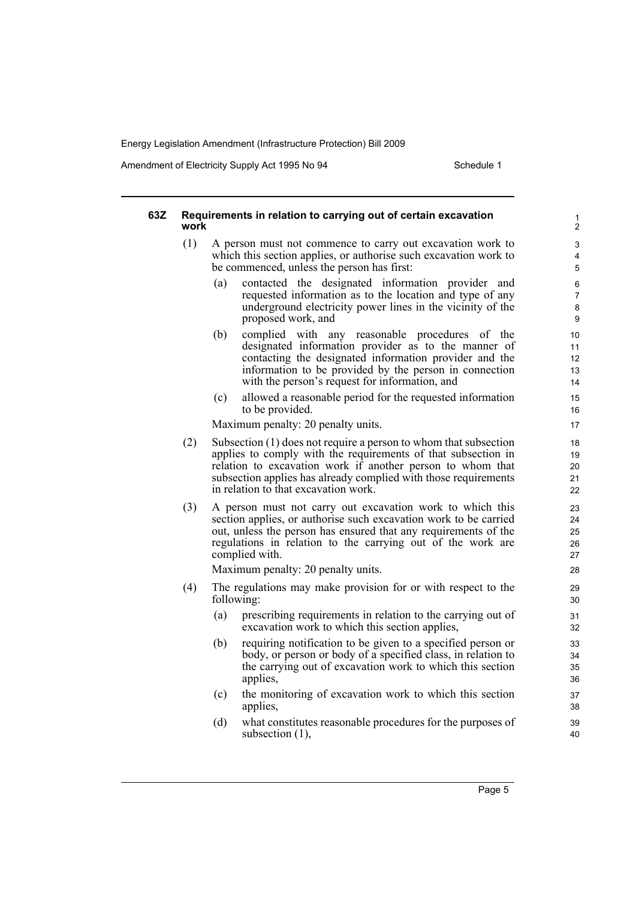#### 63Z Requirements in relation to carrying out of certain excavation work

(1) A person must not commence to carry out excavation work to which this section applies, or authorise such excavation work to be commenced, unless the person has first:

(a) contacted the designated information provider and requested information as to the location and type of any underground electricity power lines in the vicinity of the proposed work, and

(b) complied with any reasonable procedures of the designated information provider as to the manner of contacting the designated information provider and the information to be provided by the person in connection with the person's request for information, and

(c) allowed a reasonable period for the requested information to be provided.

Maximum penalty: 20 penalty units.

(2) Subsection (1) does not require a person to whom that subsection applies to comply with the requirements of that subsection in relation to excavation work if another person to whom that subsection applies has already complied with those requirements in relation to that excavation work.

(3) A person must not carry out excavation work to which this section applies, or authorise such excavation work to be carried out, unless the person has ensured that any requirements of the regulations in relation to the carrying out of the work are complied with.

Maximum penalty: 20 penalty units.

(4) The regulations may make provision for or with respect to the following:

(a) prescribing requirements in relation to the carrying out of excavation work to which this section applies,

(b) requiring notification to be given to a specified person or body, or person or body of a specified class, in relation to the carrying out of excavation work to which this section applies,

(c) the monitoring of excavation work to which this section applies,

(d) what constitutes reasonable procedures for the purposes of subsection (1),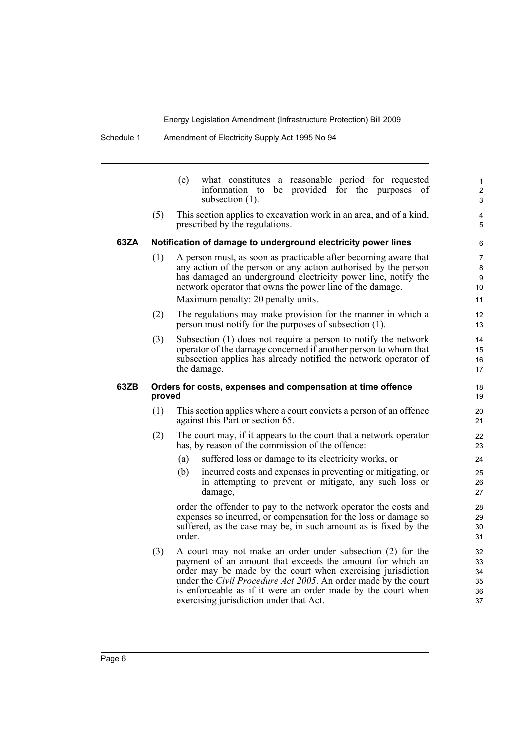(e) what constitutes a reasonable period for requested information to be provided for the purposes of subsection (1).

(5) This section applies to excavation work in an area, and of a kind, prescribed by the regulations.

**63ZA Notification of damage to underground electricity power lines**

(1) A person must, as soon as practicable after becoming aware that any action of the person or any action authorised by the person has damaged an underground electricity power line, notify the network operator that owns the power line of the damage.

Maximum penalty: 20 penalty units.

(2) The regulations may make provision for the manner in which a person must notify for the purposes of subsection (1).

(3) Subsection (1) does not require a person to notify the network operator of the damage concerned if another person to whom that subsection applies has already notified the network operator of the damage.

**63ZB Orders for costs, expenses and compensation at time offence proved**

(1) This section applies where a court convicts a person of an offence against this Part or section 65.

(2) The court may, if it appears to the court that a network operator has, by reason of the commission of the offence:

(a) suffered loss or damage to its electricity works, or

(b) incurred costs and expenses in preventing or mitigating, or in attempting to prevent or mitigate, any such loss or damage,

order the offender to pay to the network operator the costs and expenses so incurred, or compensation for the loss or damage so suffered, as the case may be, in such amount as is fixed by the order.

(3) A court may not make an order under subsection (2) for the payment of an amount that exceeds the amount for which an order may be made by the court when exercising jurisdiction under the *Civil Procedure Act 2005*. An order made by the court is enforceable as if it were an order made by the court when exercising jurisdiction under that Act.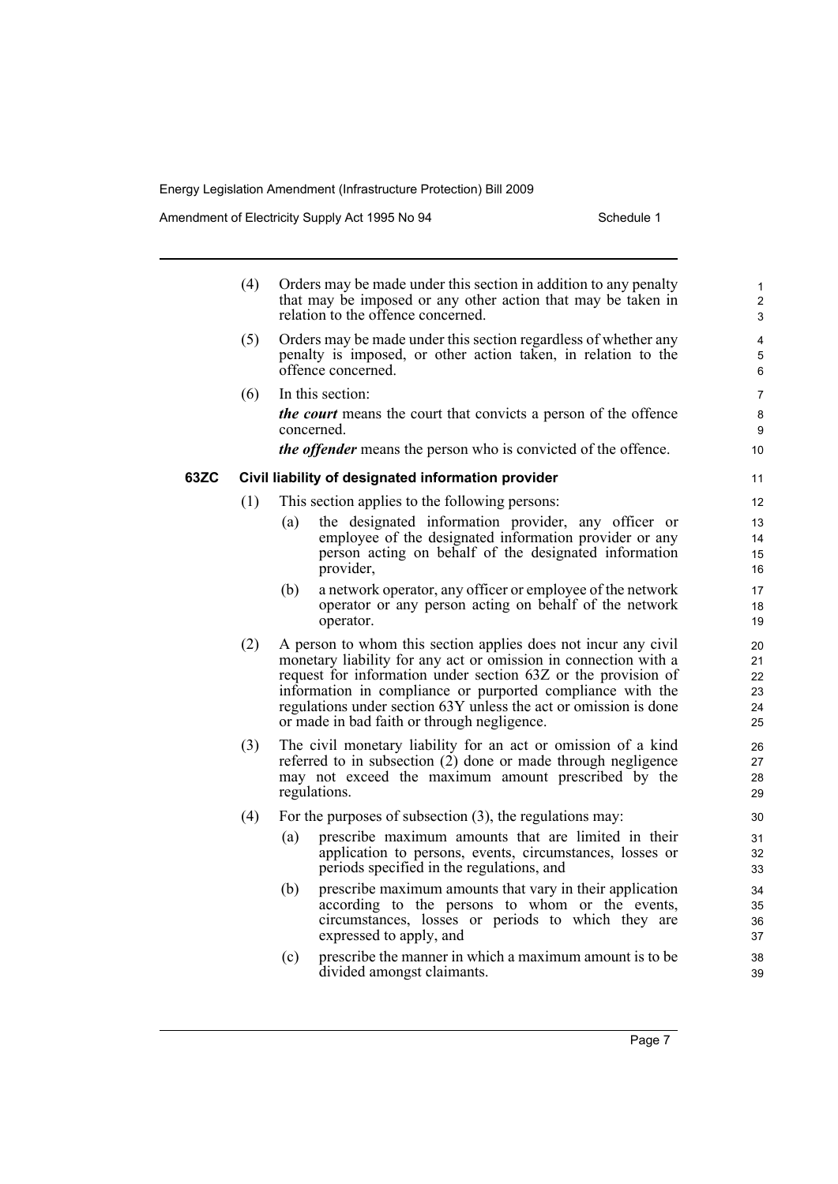(4) Orders may be made under this section in addition to any penalty that may be imposed or any other action that may be taken in relation to the offence concerned.

(5) Orders may be made under this section regardless of whether any penalty is imposed, or other action taken, in relation to the offence concerned.

(6) In this section:

***the court*** means the court that convicts a person of the offence concerned.

***the offender*** means the person who is convicted of the offence.

**63ZC Civil liability of designated information provider**

(1) This section applies to the following persons:

(a) the designated information provider, any officer or employee of the designated information provider or any person acting on behalf of the designated information provider,

(b) a network operator, any officer or employee of the network operator or any person acting on behalf of the network operator.

(2) A person to whom this section applies does not incur any civil monetary liability for any act or omission in connection with a request for information under section 63Z or the provision of information in compliance or purported compliance with the regulations under section 63Y unless the act or omission is done or made in bad faith or through negligence.

(3) The civil monetary liability for an act or omission of a kind referred to in subsection (2) done or made through negligence may not exceed the maximum amount prescribed by the regulations.

(4) For the purposes of subsection (3), the regulations may:

(a) prescribe maximum amounts that are limited in their application to persons, events, circumstances, losses or periods specified in the regulations, and

(b) prescribe maximum amounts that vary in their application according to the persons to whom or the events, circumstances, losses or periods to which they are expressed to apply, and

(c) prescribe the manner in which a maximum amount is to be divided amongst claimants.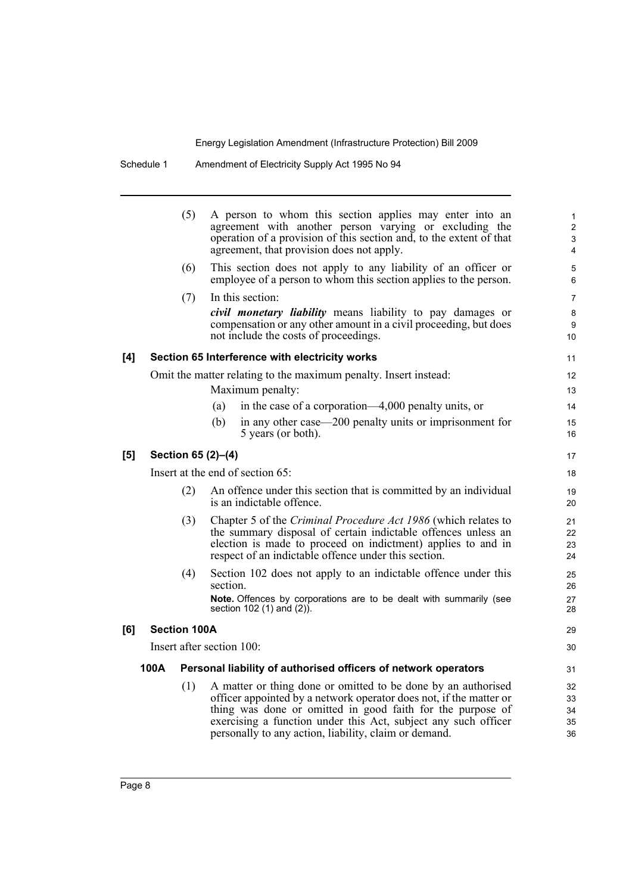(5) A person to whom this section applies may enter into an agreement with another person varying or excluding the operation of a provision of this section and, to the extent of that agreement, that provision does not apply.

(6) This section does not apply to any liability of an officer or employee of a person to whom this section applies to the person.

(7) In this section:

***civil monetary liability*** means liability to pay damages or compensation or any other amount in a civil proceeding, but does not include the costs of proceedings.

### [4] Section 65 Interference with electricity works

Omit the matter relating to the maximum penalty. Insert instead:

Maximum penalty:

(a) in the case of a corporation—4,000 penalty units, or

(b) in any other case—200 penalty units or imprisonment for 5 years (or both).

### [5] Section 65 (2)–(4)

Insert at the end of section 65:

(2) An offence under this section that is committed by an individual is an indictable offence.

(3) Chapter 5 of the *Criminal Procedure Act 1986* (which relates to the summary disposal of certain indictable offences unless an election is made to proceed on indictment) applies to and in respect of an indictable offence under this section.

(4) Section 102 does not apply to an indictable offence under this section.

**Note.** Offences by corporations are to be dealt with summarily (see section 102 (1) and (2)).

### [6] Section 100A

Insert after section 100:

#### 100A Personal liability of authorised officers of network operators

(1) A matter or thing done or omitted to be done by an authorised officer appointed by a network operator does not, if the matter or thing was done or omitted in good faith for the purpose of exercising a function under this Act, subject any such officer personally to any action, liability, claim or demand.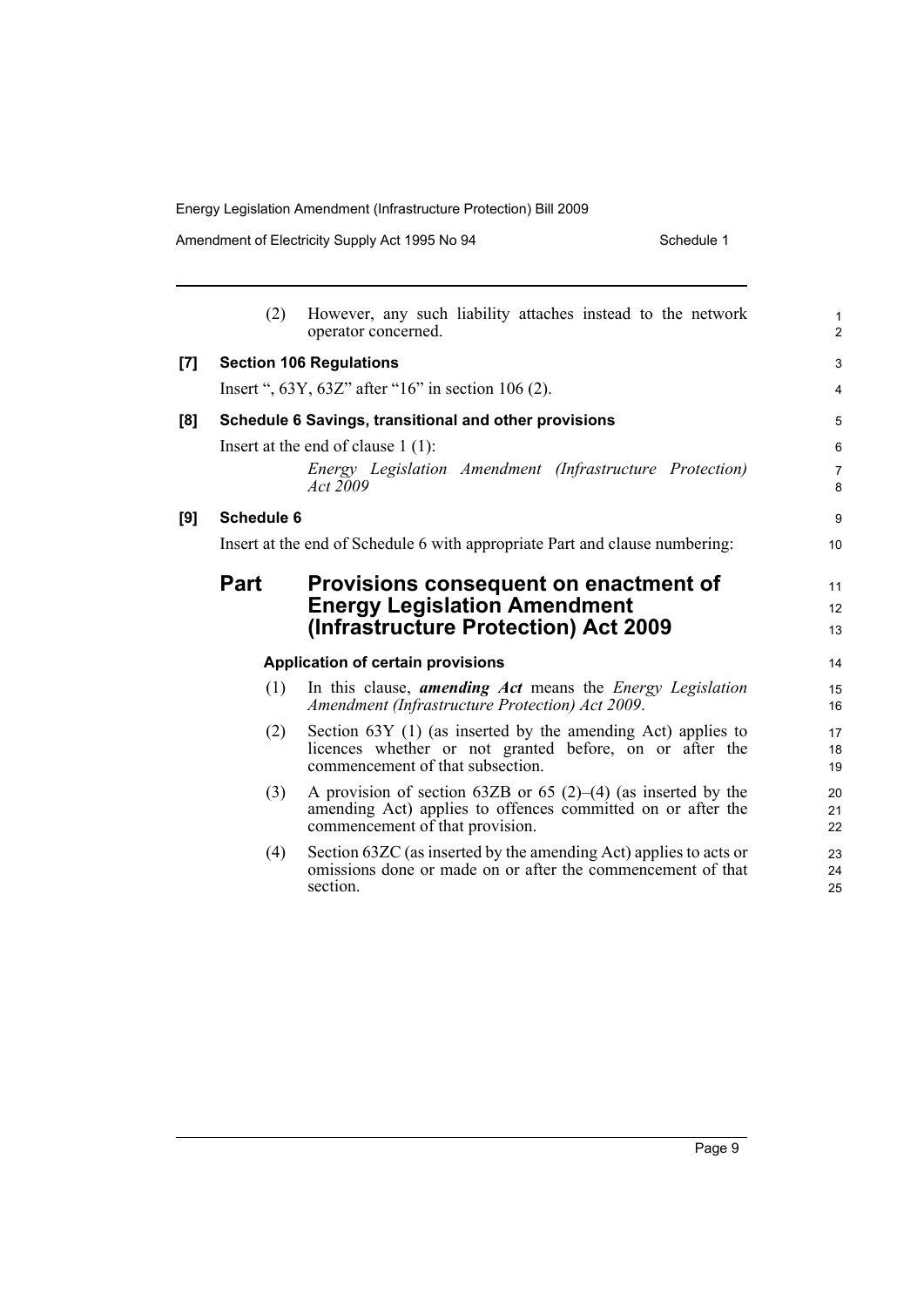(2) However, any such liability attaches instead to the network operator concerned.

**[7] Section 106 Regulations**

Insert ", 63Y, 63Z" after "16" in section 106 (2).

**[8] Schedule 6 Savings, transitional and other provisions**

Insert at the end of clause 1 (1):

*Energy Legislation Amendment (Infrastructure Protection) Act 2009*

**[9] Schedule 6**

Insert at the end of Schedule 6 with appropriate Part and clause numbering:

## Part Provisions consequent on enactment of Energy Legislation Amendment (Infrastructure Protection) Act 2009

### Application of certain provisions

(1) In this clause, ***amending Act*** means the *Energy Legislation Amendment (Infrastructure Protection) Act 2009*.

(2) Section 63Y (1) (as inserted by the amending Act) applies to licences whether or not granted before, on or after the commencement of that subsection.

(3) A provision of section 63ZB or 65 (2)–(4) (as inserted by the amending Act) applies to offences committed on or after the commencement of that provision.

(4) Section 63ZC (as inserted by the amending Act) applies to acts or omissions done or made on or after the commencement of that section.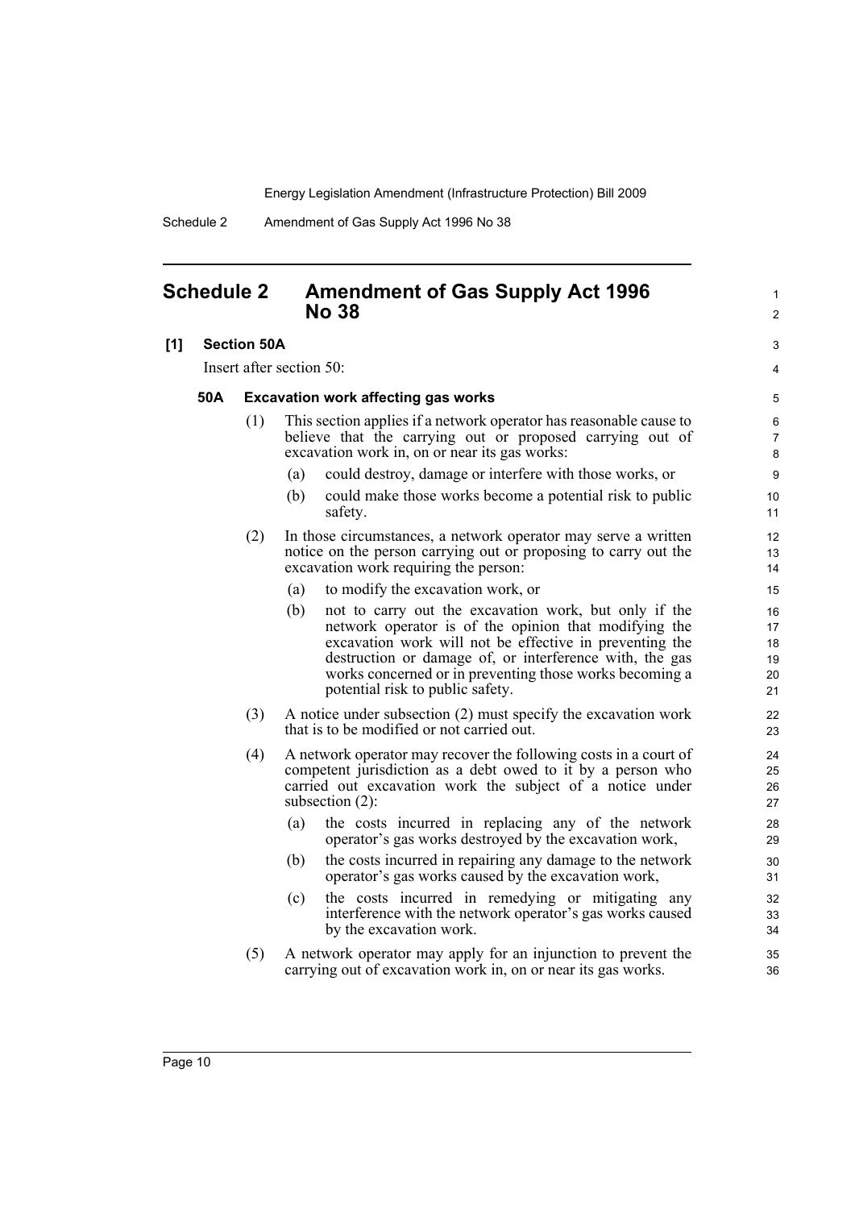## Schedule 2 Amendment of Gas Supply Act 1996 No 38

**[1] Section 50A**

Insert after section 50:

### 50A Excavation work affecting gas works

(1) This section applies if a network operator has reasonable cause to believe that the carrying out or proposed carrying out of excavation work in, on or near its gas works:

(a) could destroy, damage or interfere with those works, or

(b) could make those works become a potential risk to public safety.

(2) In those circumstances, a network operator may serve a written notice on the person carrying out or proposing to carry out the excavation work requiring the person:

(a) to modify the excavation work, or

(b) not to carry out the excavation work, but only if the network operator is of the opinion that modifying the excavation work will not be effective in preventing the destruction or damage of, or interference with, the gas works concerned or in preventing those works becoming a potential risk to public safety.

(3) A notice under subsection (2) must specify the excavation work that is to be modified or not carried out.

(4) A network operator may recover the following costs in a court of competent jurisdiction as a debt owed to it by a person who carried out excavation work the subject of a notice under subsection (2):

(a) the costs incurred in replacing any of the network operator's gas works destroyed by the excavation work,

(b) the costs incurred in repairing any damage to the network operator's gas works caused by the excavation work,

(c) the costs incurred in remedying or mitigating any interference with the network operator's gas works caused by the excavation work.

(5) A network operator may apply for an injunction to prevent the carrying out of excavation work in, on or near its gas works.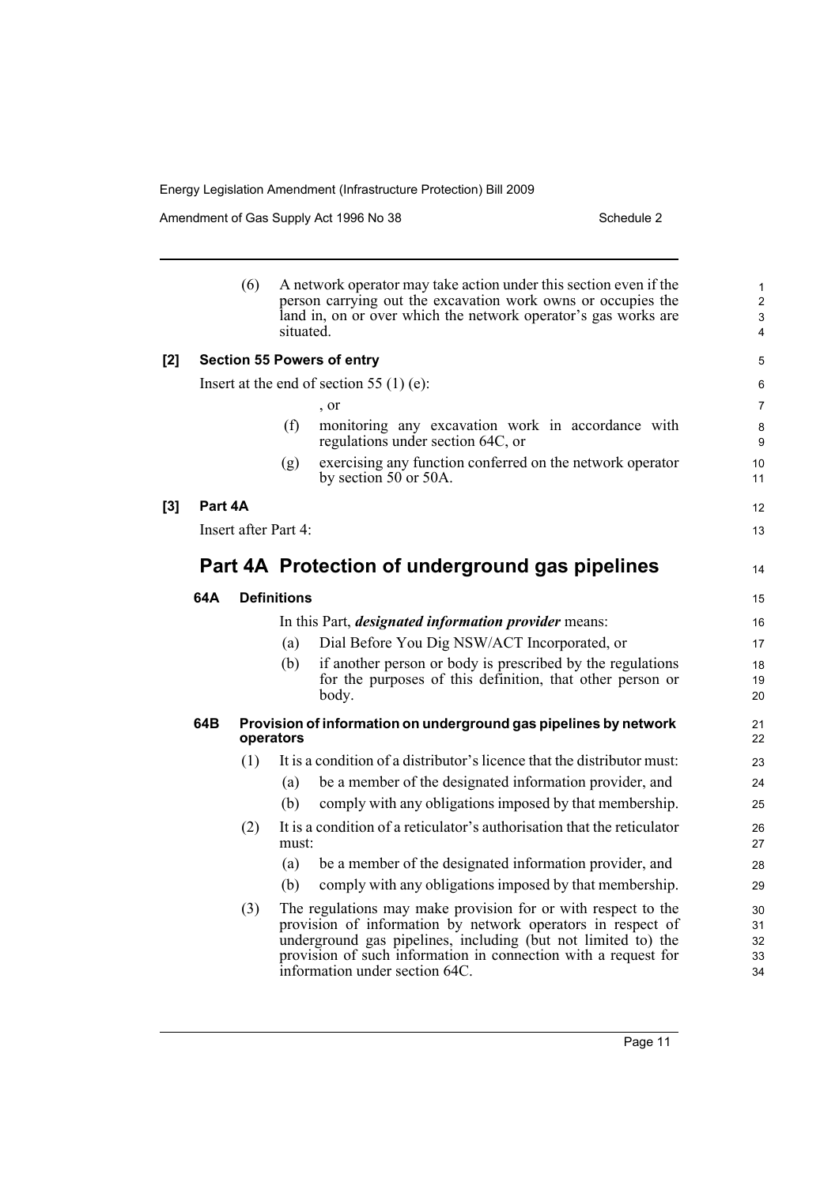(6) A network operator may take action under this section even if the person carrying out the excavation work owns or occupies the land in, on or over which the network operator's gas works are situated.

**[2] Section 55 Powers of entry**

Insert at the end of section 55 (1) (e):

, or

(f) monitoring any excavation work in accordance with regulations under section 64C, or

(g) exercising any function conferred on the network operator by section 50 or 50A.

**[3] Part 4A**

Insert after Part 4:

## Part 4A Protection of underground gas pipelines

**64A Definitions**

In this Part, ***designated information provider*** means:

(a) Dial Before You Dig NSW/ACT Incorporated, or

(b) if another person or body is prescribed by the regulations for the purposes of this definition, that other person or body.

**64B Provision of information on underground gas pipelines by network operators**

(1) It is a condition of a distributor's licence that the distributor must:

(a) be a member of the designated information provider, and

(b) comply with any obligations imposed by that membership.

(2) It is a condition of a reticulator's authorisation that the reticulator must:

(a) be a member of the designated information provider, and

(b) comply with any obligations imposed by that membership.

(3) The regulations may make provision for or with respect to the provision of information by network operators in respect of underground gas pipelines, including (but not limited to) the provision of such information in connection with a request for information under section 64C.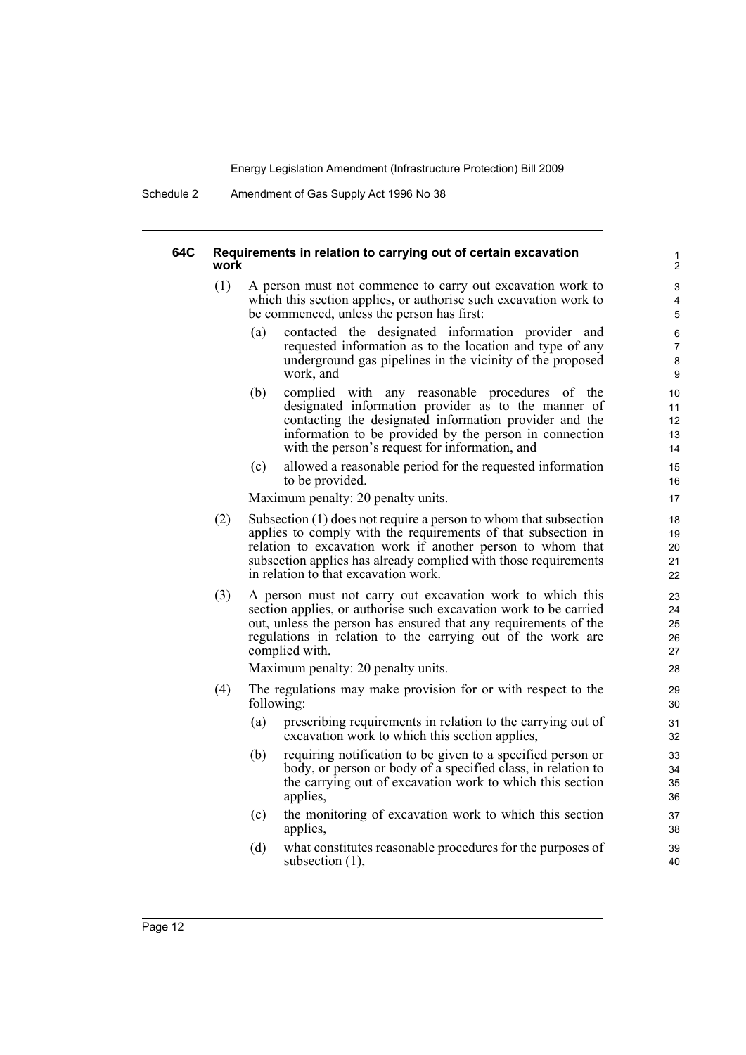#### 64C Requirements in relation to carrying out of certain excavation work

(1) A person must not commence to carry out excavation work to which this section applies, or authorise such excavation work to be commenced, unless the person has first:

- (a) contacted the designated information provider and requested information as to the location and type of any underground gas pipelines in the vicinity of the proposed work, and
- (b) complied with any reasonable procedures of the designated information provider as to the manner of contacting the designated information provider and the information to be provided by the person in connection with the person's request for information, and
- (c) allowed a reasonable period for the requested information to be provided.

Maximum penalty: 20 penalty units.

(2) Subsection (1) does not require a person to whom that subsection applies to comply with the requirements of that subsection in relation to excavation work if another person to whom that subsection applies has already complied with those requirements in relation to that excavation work.

(3) A person must not carry out excavation work to which this section applies, or authorise such excavation work to be carried out, unless the person has ensured that any requirements of the regulations in relation to the carrying out of the work are complied with.

Maximum penalty: 20 penalty units.

(4) The regulations may make provision for or with respect to the following:

- (a) prescribing requirements in relation to the carrying out of excavation work to which this section applies,
- (b) requiring notification to be given to a specified person or body, or person or body of a specified class, in relation to the carrying out of excavation work to which this section applies,
- (c) the monitoring of excavation work to which this section applies,
- (d) what constitutes reasonable procedures for the purposes of subsection (1),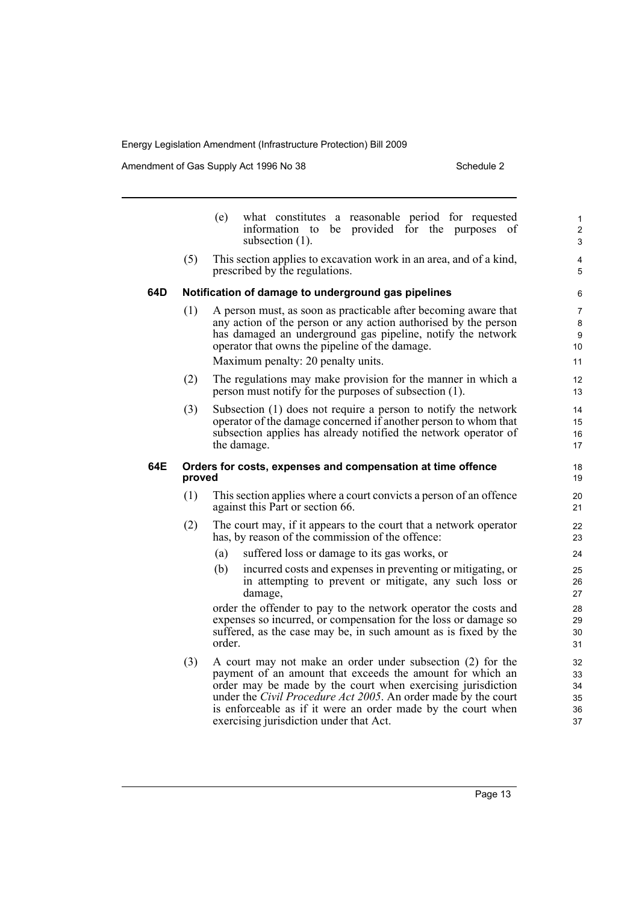(e) what constitutes a reasonable period for requested information to be provided for the purposes of subsection (1).

(5) This section applies to excavation work in an area, and of a kind, prescribed by the regulations.

### 64D Notification of damage to underground gas pipelines

(1) A person must, as soon as practicable after becoming aware that any action of the person or any action authorised by the person has damaged an underground gas pipeline, notify the network operator that owns the pipeline of the damage.

Maximum penalty: 20 penalty units.

(2) The regulations may make provision for the manner in which a person must notify for the purposes of subsection (1).

(3) Subsection (1) does not require a person to notify the network operator of the damage concerned if another person to whom that subsection applies has already notified the network operator of the damage.

### 64E Orders for costs, expenses and compensation at time offence proved

(1) This section applies where a court convicts a person of an offence against this Part or section 66.

(2) The court may, if it appears to the court that a network operator has, by reason of the commission of the offence:

- (a) suffered loss or damage to its gas works, or
- (b) incurred costs and expenses in preventing or mitigating, or in attempting to prevent or mitigate, any such loss or damage,

order the offender to pay to the network operator the costs and expenses so incurred, or compensation for the loss or damage so suffered, as the case may be, in such amount as is fixed by the order.

(3) A court may not make an order under subsection (2) for the payment of an amount that exceeds the amount for which an order may be made by the court when exercising jurisdiction under the *Civil Procedure Act 2005*. An order made by the court is enforceable as if it were an order made by the court when exercising jurisdiction under that Act.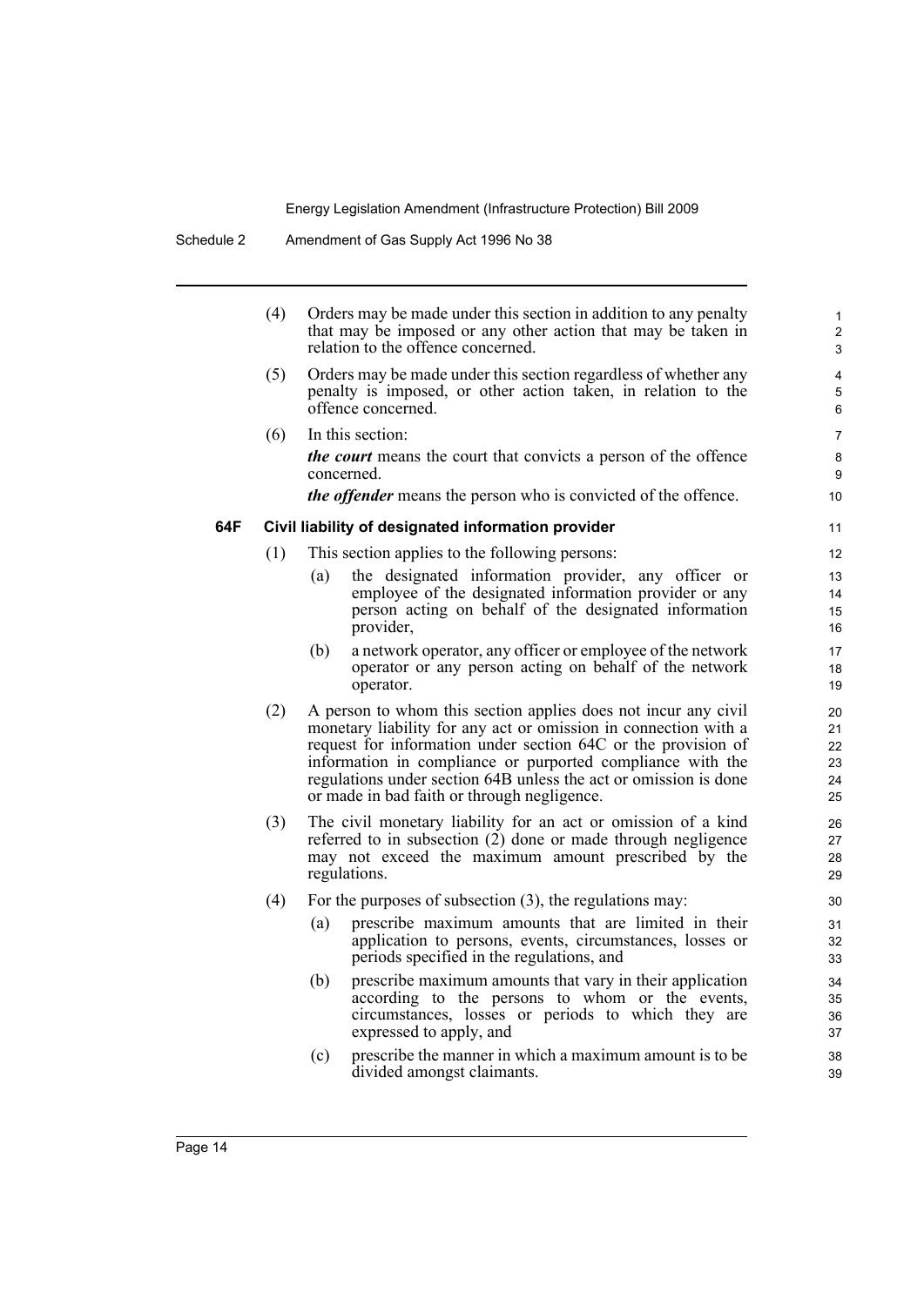(4) Orders may be made under this section in addition to any penalty that may be imposed or any other action that may be taken in relation to the offence concerned.

(5) Orders may be made under this section regardless of whether any penalty is imposed, or other action taken, in relation to the offence concerned.

(6) In this section:

***the court*** means the court that convicts a person of the offence concerned.

***the offender*** means the person who is convicted of the offence.

**64F Civil liability of designated information provider**

(1) This section applies to the following persons:

- (a) the designated information provider, any officer or employee of the designated information provider or any person acting on behalf of the designated information provider,
- (b) a network operator, any officer or employee of the network operator or any person acting on behalf of the network operator.

(2) A person to whom this section applies does not incur any civil monetary liability for any act or omission in connection with a request for information under section 64C or the provision of information in compliance or purported compliance with the regulations under section 64B unless the act or omission is done or made in bad faith or through negligence.

(3) The civil monetary liability for an act or omission of a kind referred to in subsection (2) done or made through negligence may not exceed the maximum amount prescribed by the regulations.

(4) For the purposes of subsection (3), the regulations may:

- (a) prescribe maximum amounts that are limited in their application to persons, events, circumstances, losses or periods specified in the regulations, and
- (b) prescribe maximum amounts that vary in their application according to the persons to whom or the events, circumstances, losses or periods to which they are expressed to apply, and
- (c) prescribe the manner in which a maximum amount is to be divided amongst claimants.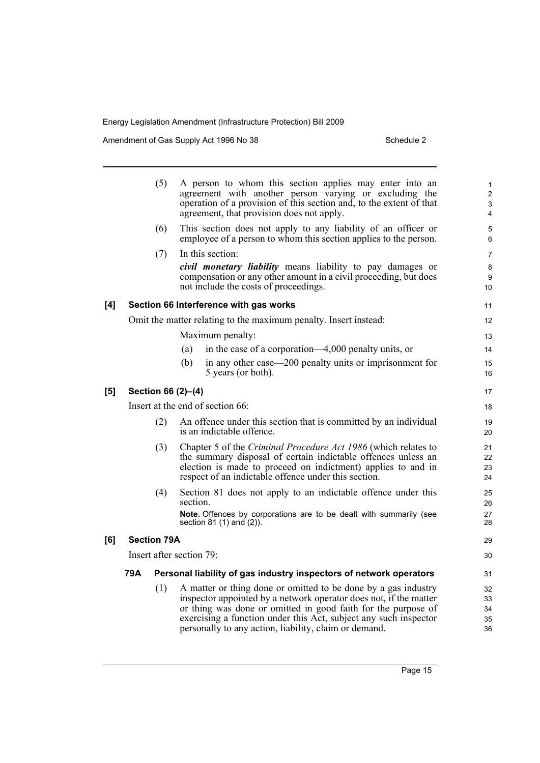(5) A person to whom this section applies may enter into an agreement with another person varying or excluding the operation of a provision of this section and, to the extent of that agreement, that provision does not apply.

(6) This section does not apply to any liability of an officer or employee of a person to whom this section applies to the person.

(7) In this section:

***civil monetary liability*** means liability to pay damages or compensation or any other amount in a civil proceeding, but does not include the costs of proceedings.

**[4] Section 66 Interference with gas works**

Omit the matter relating to the maximum penalty. Insert instead:

Maximum penalty:

(a) in the case of a corporation—4,000 penalty units, or

(b) in any other case—200 penalty units or imprisonment for 5 years (or both).

**[5] Section 66 (2)–(4)**

Insert at the end of section 66:

(2) An offence under this section that is committed by an individual is an indictable offence.

(3) Chapter 5 of the *Criminal Procedure Act 1986* (which relates to the summary disposal of certain indictable offences unless an election is made to proceed on indictment) applies to and in respect of an indictable offence under this section.

(4) Section 81 does not apply to an indictable offence under this section.

**Note.** Offences by corporations are to be dealt with summarily (see section 81 (1) and (2)).

**[6] Section 79A**

Insert after section 79:

**79A Personal liability of gas industry inspectors of network operators**

(1) A matter or thing done or omitted to be done by a gas industry inspector appointed by a network operator does not, if the matter or thing was done or omitted in good faith for the purpose of exercising a function under this Act, subject any such inspector personally to any action, liability, claim or demand.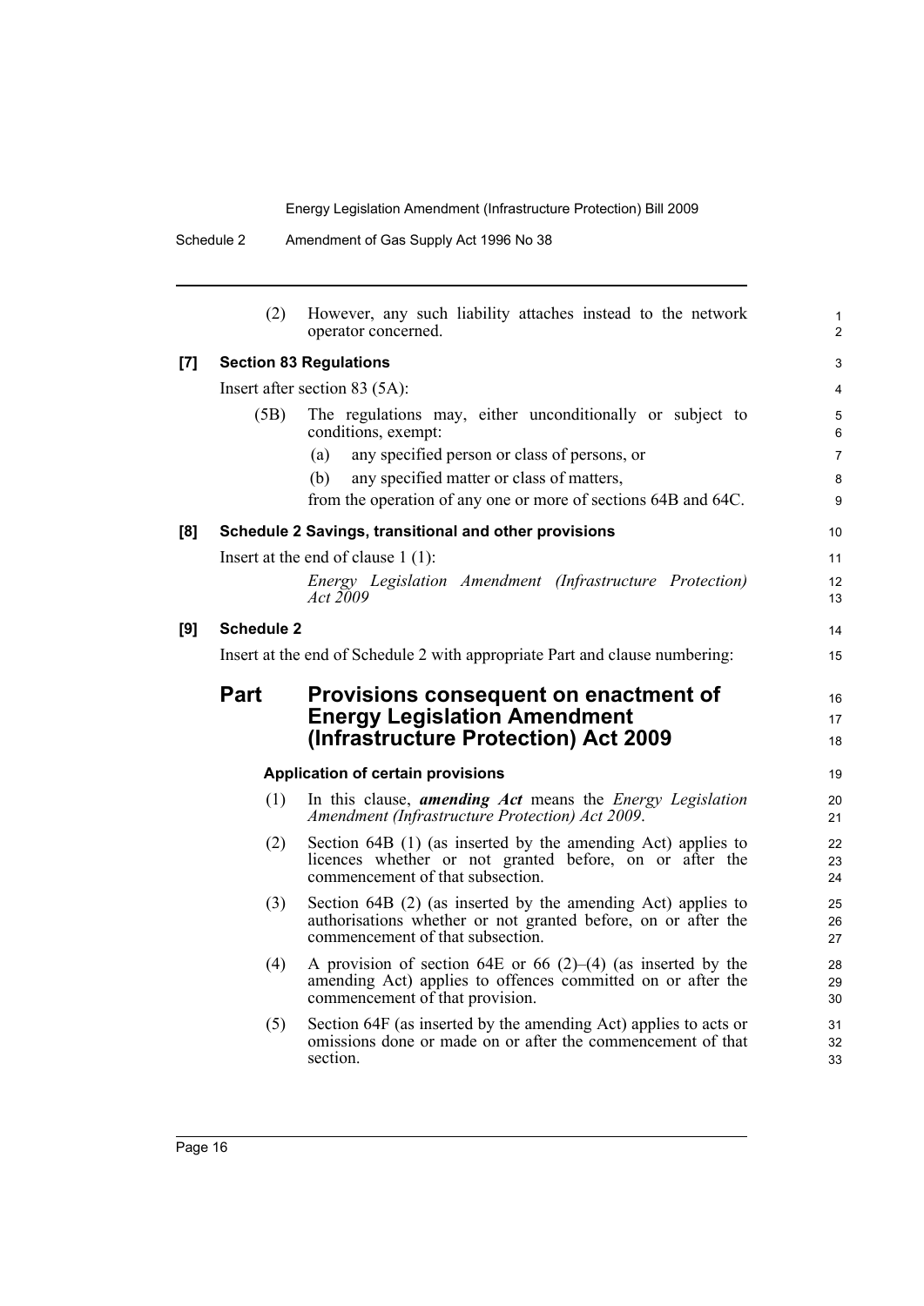(2) However, any such liability attaches instead to the network operator concerned.

**[7] Section 83 Regulations**

Insert after section 83 (5A):

(5B) The regulations may, either unconditionally or subject to conditions, exempt:

(a) any specified person or class of persons, or

(b) any specified matter or class of matters,

from the operation of any one or more of sections 64B and 64C.

**[8] Schedule 2 Savings, transitional and other provisions**

Insert at the end of clause 1 (1):

*Energy Legislation Amendment (Infrastructure Protection) Act 2009*

**[9] Schedule 2**

Insert at the end of Schedule 2 with appropriate Part and clause numbering:

## Part Provisions consequent on enactment of Energy Legislation Amendment (Infrastructure Protection) Act 2009

**Application of certain provisions**

(1) In this clause, ***amending Act*** means the *Energy Legislation Amendment (Infrastructure Protection) Act 2009*.

(2) Section 64B (1) (as inserted by the amending Act) applies to licences whether or not granted before, on or after the commencement of that subsection.

(3) Section 64B (2) (as inserted by the amending Act) applies to authorisations whether or not granted before, on or after the commencement of that subsection.

(4) A provision of section 64E or 66 (2)–(4) (as inserted by the amending Act) applies to offences committed on or after the commencement of that provision.

(5) Section 64F (as inserted by the amending Act) applies to acts or omissions done or made on or after the commencement of that section.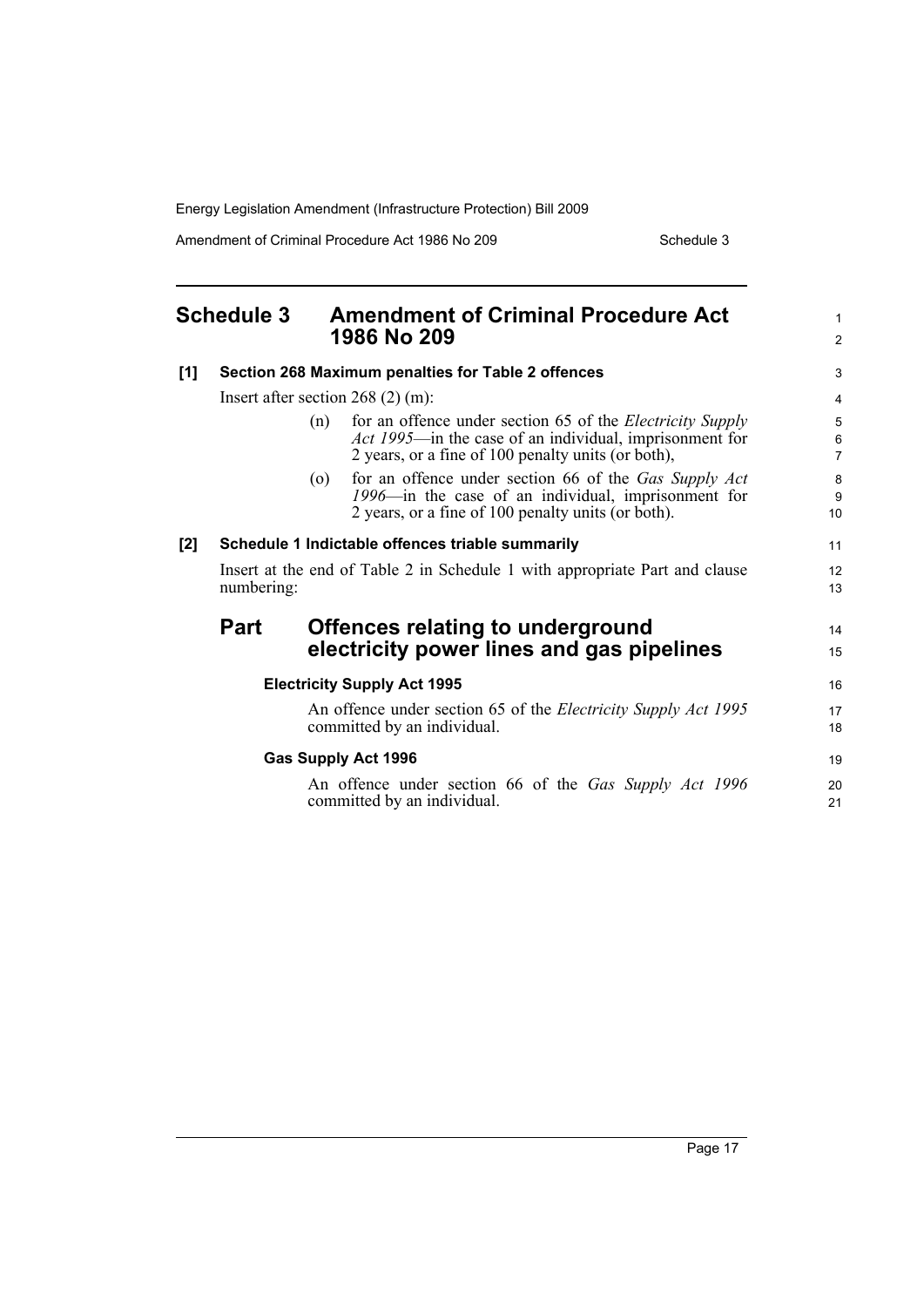## Schedule 3 Amendment of Criminal Procedure Act 1986 No 209

**[1] Section 268 Maximum penalties for Table 2 offences**

Insert after section 268 (2) (m):

> (n) for an offence under section 65 of the *Electricity Supply Act 1995*—in the case of an individual, imprisonment for 2 years, or a fine of 100 penalty units (or both),
>
> (o) for an offence under section 66 of the *Gas Supply Act 1996*—in the case of an individual, imprisonment for 2 years, or a fine of 100 penalty units (or both).

**[2] Schedule 1 Indictable offences triable summarily**

Insert at the end of Table 2 in Schedule 1 with appropriate Part and clause numbering:

### Part Offences relating to underground electricity power lines and gas pipelines

**Electricity Supply Act 1995**

An offence under section 65 of the *Electricity Supply Act 1995* committed by an individual.

**Gas Supply Act 1996**

An offence under section 66 of the *Gas Supply Act 1996* committed by an individual.